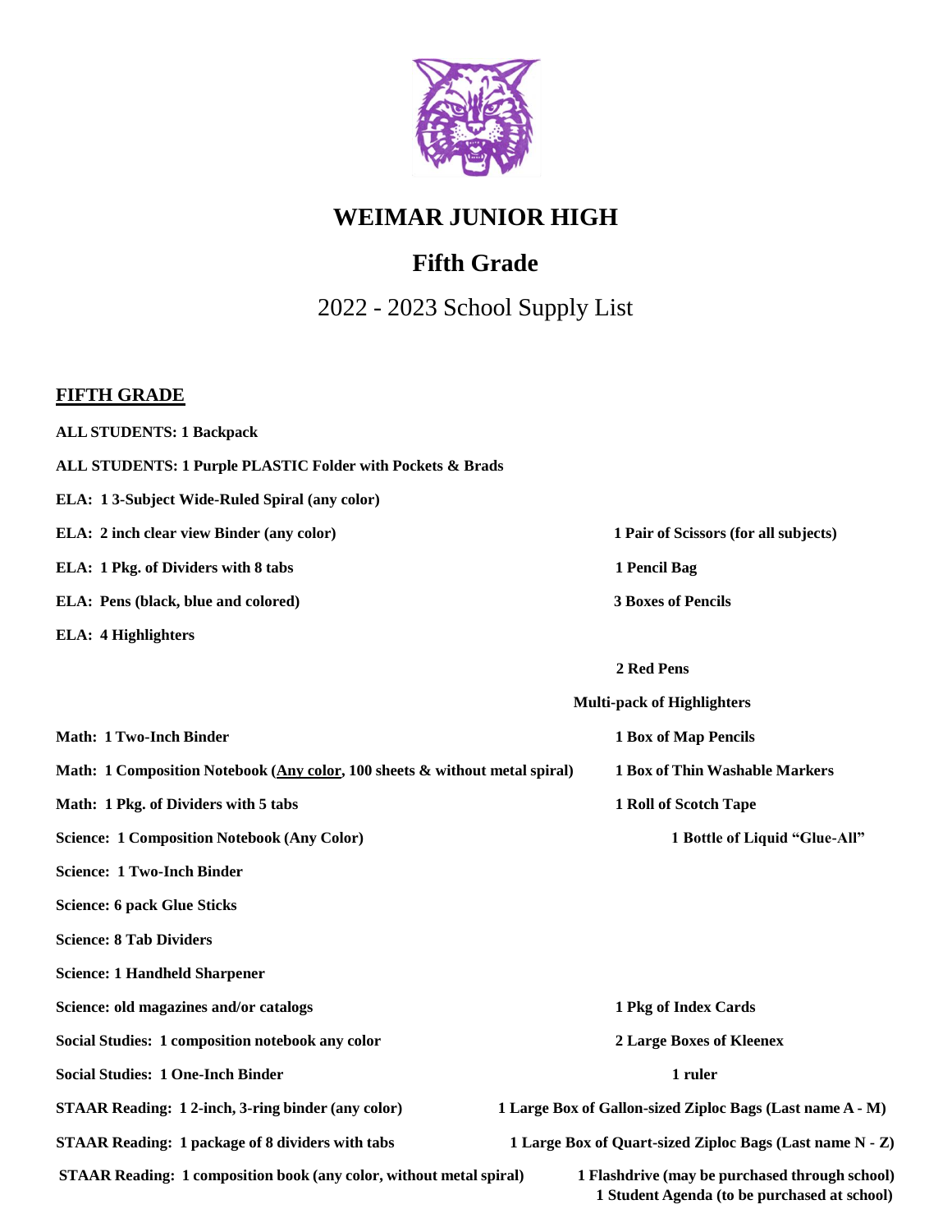# WEIMAR JUNIOR HIGH

## Fifth Grade

2022 - 2023 School Supply List

**FIFTH GRADE**

**ALL STUDENTS: 1 Backpack**

**ALL STUDENTS: 1 Purple PLASTIC Folder with Pockets & Brads**

**ELA: 1 3-Subject Wide-Ruled Spiral (any color)**

**ELA: 2 inch clear view Binder (any color)**

**ELA: 1 Pkg. of Dividers with 8 tabs**

**ELA: Pens (black, blue and colored)**

**ELA: 4 Highlighters**

**Math: 1 Two-Inch Binder**

**Math: 1 Composition Notebook (Any color, 100 sheets & without metal spiral)**

**Math: 1 Pkg. of Dividers with 5 tabs**

**Science: 1 Composition Notebook (Any Color)**

**Science: 1 Two-Inch Binder**

**Science: 6 pack Glue Sticks**

**Science: 8 Tab Dividers**

**Science: 1 Handheld Sharpener**

**Science: old magazines and/or catalogs**

**Social Studies: 1 composition notebook any color**

**Social Studies: 1 One-Inch Binder**

**STAAR Reading: 1 2-inch, 3-ring binder (any color)**

**STAAR Reading: 1 package of 8 dividers with tabs**

**STAAR Reading: 1 composition book (any color, without metal spiral)**

**1 Pair of Scissors (for all subjects)**

**1 Pencil Bag**

**3 Boxes of Pencils**

**2 Red Pens**

**Multi-pack of Highlighters**

**1 Box of Map Pencils**

**1 Box of Thin Washable Markers**

**1 Roll of Scotch Tape**

**1 Bottle of Liquid "Glue-All"**

**1 Pkg of Index Cards**

**2 Large Boxes of Kleenex**

**1 ruler**

**1 Large Box of Gallon-sized Ziploc Bags (Last name A - M)**

**1 Large Box of Quart-sized Ziploc Bags (Last name N - Z)**

**1 Flashdrive (may be purchased through school)**

**1 Student Agenda (to be purchased at school)**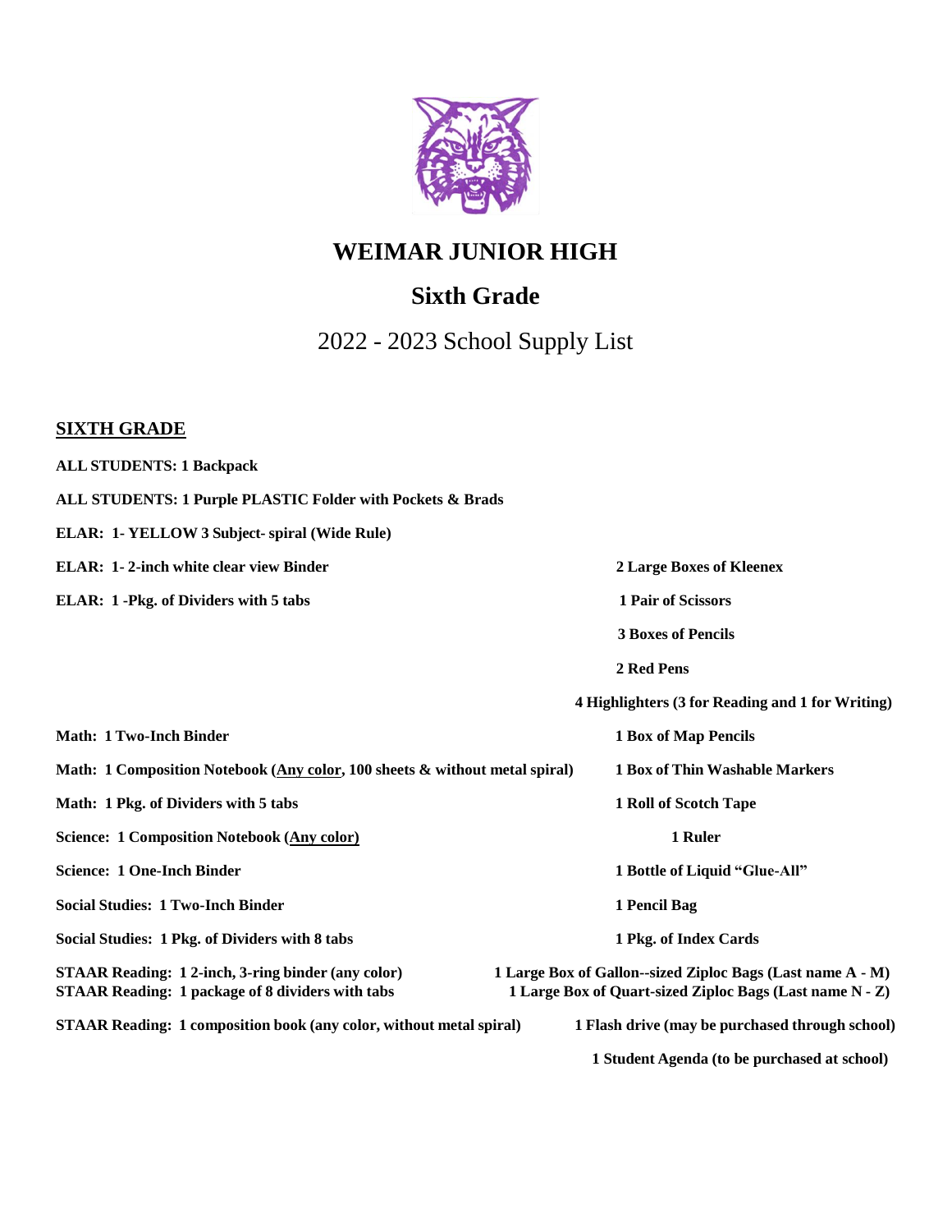# WEIMAR JUNIOR HIGH

## Sixth Grade

2022 - 2023 School Supply List

**SIXTH GRADE**

**ALL STUDENTS: 1 Backpack**

**ALL STUDENTS: 1 Purple PLASTIC Folder with Pockets & Brads**

**ELAR: 1- YELLOW 3 Subject- spiral (Wide Rule)**

**ELAR: 1- 2-inch white clear view Binder**

**ELAR: 1 -Pkg. of Dividers with 5 tabs**

**Math: 1 Two-Inch Binder**

**Math: 1 Composition Notebook (Any color, 100 sheets & without metal spiral)**

**Math: 1 Pkg. of Dividers with 5 tabs**

**Science: 1 Composition Notebook (Any color)**

**Science: 1 One-Inch Binder**

**Social Studies: 1 Two-Inch Binder**

**Social Studies: 1 Pkg. of Dividers with 8 tabs**

**STAAR Reading: 1 2-inch, 3-ring binder (any color)**

**STAAR Reading: 1 package of 8 dividers with tabs**

**STAAR Reading: 1 composition book (any color, without metal spiral)**

**2 Large Boxes of Kleenex**

**1 Pair of Scissors**

**3 Boxes of Pencils**

**2 Red Pens**

**4 Highlighters (3 for Reading and 1 for Writing)**

**1 Box of Map Pencils**

**1 Box of Thin Washable Markers**

**1 Roll of Scotch Tape**

**1 Ruler**

**1 Bottle of Liquid "Glue-All"**

**1 Pencil Bag**

**1 Pkg. of Index Cards**

**1 Large Box of Gallon--sized Ziploc Bags (Last name A - M)**

**1 Large Box of Quart-sized Ziploc Bags (Last name N - Z)**

**1 Flash drive (may be purchased through school)**

**1 Student Agenda (to be purchased at school)**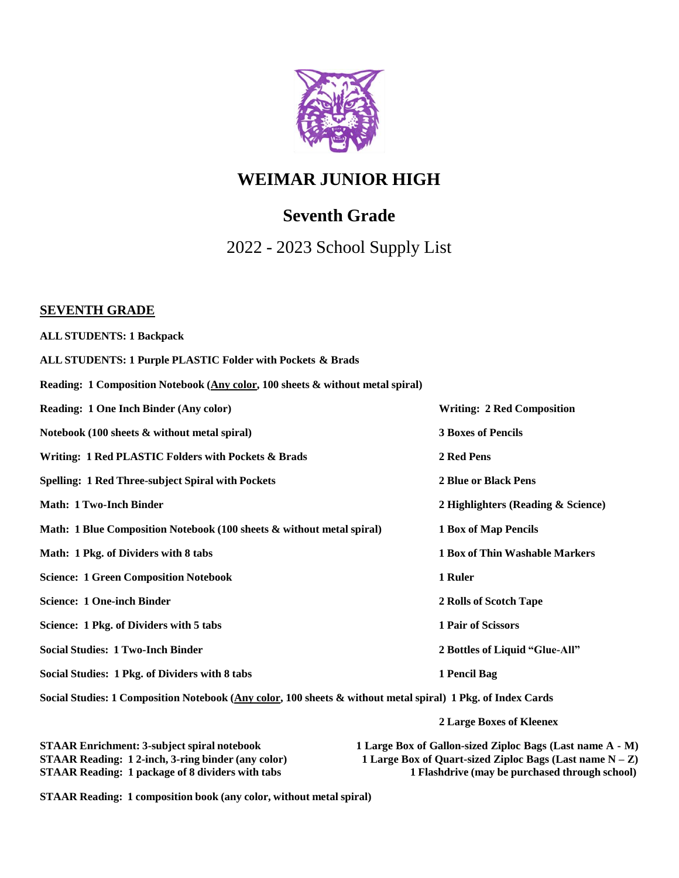# WEIMAR JUNIOR HIGH

## Seventh Grade

2022 - 2023 School Supply List

**SEVENTH GRADE**

**ALL STUDENTS: 1 Backpack**

**ALL STUDENTS: 1 Purple PLASTIC Folder with Pockets & Brads**

**Reading: 1 Composition Notebook (Any color, 100 sheets & without metal spiral)**

**Reading: 1 One Inch Binder (Any color)**

**Writing: 2 Red Composition Notebook (100 sheets & without metal spiral)**

**Writing: 1 Red PLASTIC Folders with Pockets & Brads**

**Spelling: 1 Red Three-subject Spiral with Pockets**

**Math: 1 Two-Inch Binder**

**Math: 1 Blue Composition Notebook (100 sheets & without metal spiral)**

**Math: 1 Pkg. of Dividers with 8 tabs**

**Science: 1 Green Composition Notebook**

**Science: 1 One-inch Binder**

**Science: 1 Pkg. of Dividers with 5 tabs**

**Social Studies: 1 Two-Inch Binder**

**Social Studies: 1 Pkg. of Dividers with 8 tabs**

**Social Studies: 1 Composition Notebook (Any color, 100 sheets & without metal spiral)**

**3 Boxes of Pencils**

**2 Red Pens**

**2 Blue or Black Pens**

**2 Highlighters (Reading & Science)**

**1 Box of Map Pencils**

**1 Box of Thin Washable Markers**

**1 Ruler**

**2 Rolls of Scotch Tape**

**1 Pair of Scissors**

**2 Bottles of Liquid "Glue-All"**

**1 Pencil Bag**

**1 Pkg. of Index Cards**

**2 Large Boxes of Kleenex**

**1 Large Box of Gallon-sized Ziploc Bags (Last name A - M)**

**1 Large Box of Quart-sized Ziploc Bags (Last name N – Z)**

**1 Flashdrive (may be purchased through school)**

**STAAR Enrichment: 3-subject spiral notebook**

**STAAR Reading: 1 2-inch, 3-ring binder (any color)**

**STAAR Reading: 1 package of 8 dividers with tabs**

**STAAR Reading: 1 composition book (any color, without metal spiral)**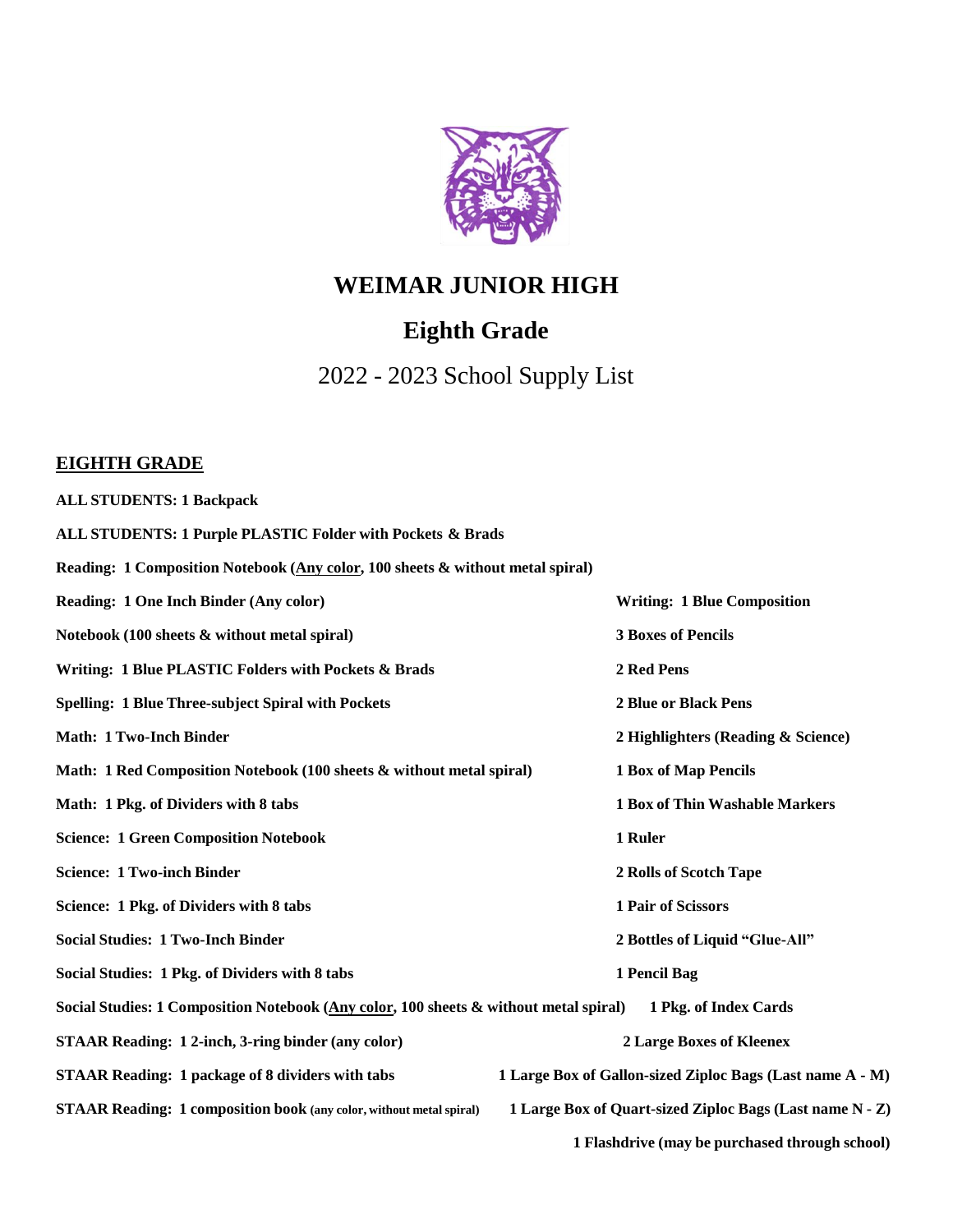# WEIMAR JUNIOR HIGH

## Eighth Grade

2022 - 2023 School Supply List

**EIGHTH GRADE**

**ALL STUDENTS: 1 Backpack**

**ALL STUDENTS: 1 Purple PLASTIC Folder with Pockets & Brads**

**Reading: 1 Composition Notebook (Any color, 100 sheets & without metal spiral)**

**Reading: 1 One Inch Binder (Any color)**

**Writing: 1 Blue Composition Notebook (100 sheets & without metal spiral)**

**Writing: 1 Blue PLASTIC Folders with Pockets & Brads**

**Spelling: 1 Blue Three-subject Spiral with Pockets**

**Math: 1 Two-Inch Binder**

**Math: 1 Red Composition Notebook (100 sheets & without metal spiral)**

**Math: 1 Pkg. of Dividers with 8 tabs**

**Science: 1 Green Composition Notebook**

**Science: 1 Two-inch Binder**

**Science: 1 Pkg. of Dividers with 8 tabs**

**Social Studies: 1 Two-Inch Binder**

**Social Studies: 1 Pkg. of Dividers with 8 tabs**

**Social Studies: 1 Composition Notebook (Any color, 100 sheets & without metal spiral)**

**STAAR Reading: 1 2-inch, 3-ring binder (any color)**

**STAAR Reading: 1 package of 8 dividers with tabs**

**STAAR Reading: 1 composition book (any color, without metal spiral)**

**3 Boxes of Pencils**

**2 Red Pens**

**2 Blue or Black Pens**

**2 Highlighters (Reading & Science)**

**1 Box of Map Pencils**

**1 Box of Thin Washable Markers**

**1 Ruler**

**2 Rolls of Scotch Tape**

**1 Pair of Scissors**

**2 Bottles of Liquid "Glue-All"**

**1 Pencil Bag**

**1 Pkg. of Index Cards**

**2 Large Boxes of Kleenex**

**1 Large Box of Gallon-sized Ziploc Bags (Last name A - M)**

**1 Large Box of Quart-sized Ziploc Bags (Last name N - Z)**

**1 Flashdrive (may be purchased through school)**